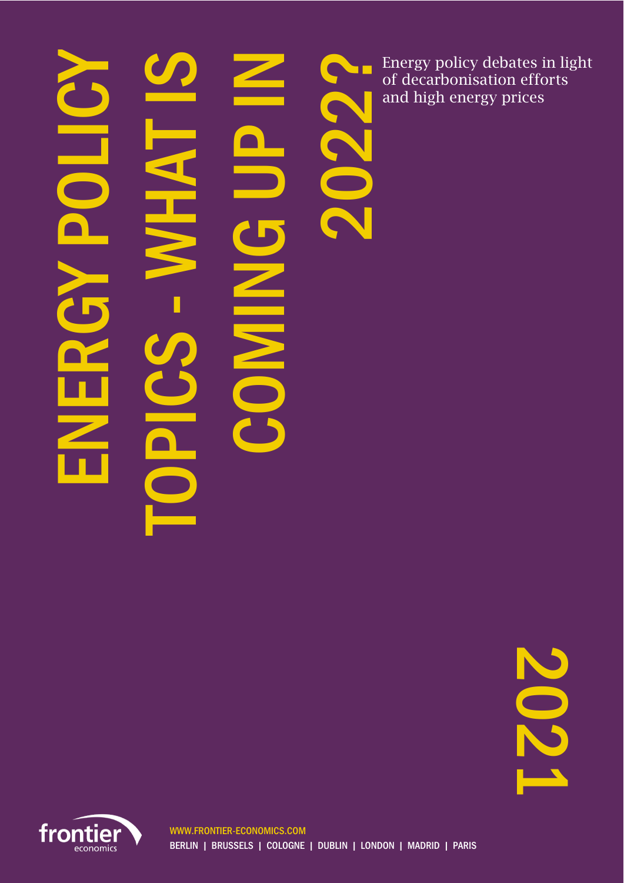# ENERGY POLICY TOPICS - WHAT IS COMING UP IN 2022?

Energy policy debates in light of decarbonisation efforts and high energy prices

2021

WWW.FRONTIER-ECONOMICS.COM

BERLIN | BRUSSELS | COLOGNE | DUBLIN | LONDON | MADRID | PARIS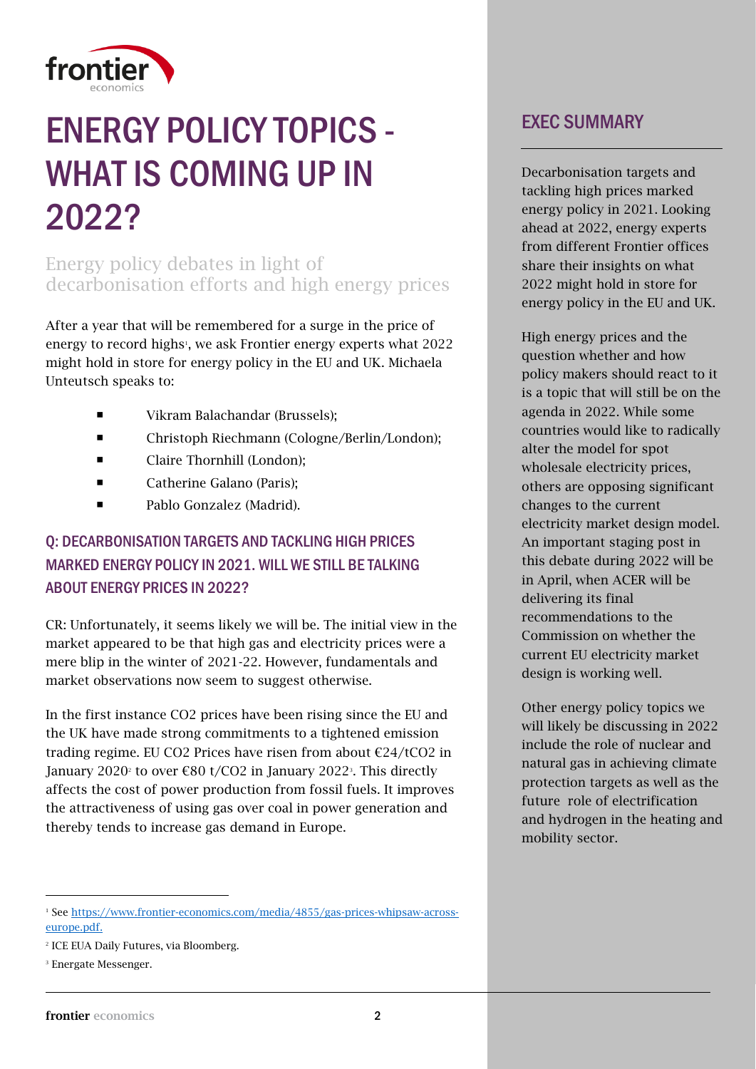# ENERGY POLICY TOPICS - WHAT IS COMING UP IN 2022?

## Energy policy debates in light of decarbonisation efforts and high energy prices

After a year that will be remembered for a surge in the price of energy to record highs[1], we ask Frontier energy experts what 2022 might hold in store for energy policy in the EU and UK. Michaela Unteutsch speaks to:

- Vikram Balachandar (Brussels);
- Christoph Riechmann (Cologne/Berlin/London);
- Claire Thornhill (London);
- Catherine Galano (Paris);
- Pablo Gonzalez (Madrid).

### Q: DECARBONISATION TARGETS AND TACKLING HIGH PRICES MARKED ENERGY POLICY IN 2021. WILL WE STILL BE TALKING ABOUT ENERGY PRICES IN 2022?

CR: Unfortunately, it seems likely we will be. The initial view in the market appeared to be that high gas and electricity prices were a mere blip in the winter of 2021-22. However, fundamentals and market observations now seem to suggest otherwise.

In the first instance CO2 prices have been rising since the EU and the UK have made strong commitments to a tightened emission trading regime. EU CO2 Prices have risen from about €24/tCO2 in January 2020[2] to over €80 t/CO2 in January 2022[3]. This directly affects the cost of power production from fossil fuels. It improves the attractiveness of using gas over coal in power generation and thereby tends to increase gas demand in Europe.

## EXEC SUMMARY

Decarbonisation targets and tackling high prices marked energy policy in 2021. Looking ahead at 2022, energy experts from different Frontier offices share their insights on what 2022 might hold in store for energy policy in the EU and UK.

High energy prices and the question whether and how policy makers should react to it is a topic that will still be on the agenda in 2022. While some countries would like to radically alter the model for spot wholesale electricity prices, others are opposing significant changes to the current electricity market design model. An important staging post in this debate during 2022 will be in April, when ACER will be delivering its final recommendations to the Commission on whether the current EU electricity market design is working well.

Other energy policy topics we will likely be discussing in 2022 include the role of nuclear and natural gas in achieving climate protection targets as well as the future role of electrification and hydrogen in the heating and mobility sector.

---

[1] See https://www.frontier-economics.com/media/4855/gas-prices-whipsaw-across-europe.pdf.

[2] ICE EUA Daily Futures, via Bloomberg.

[3] Energate Messenger.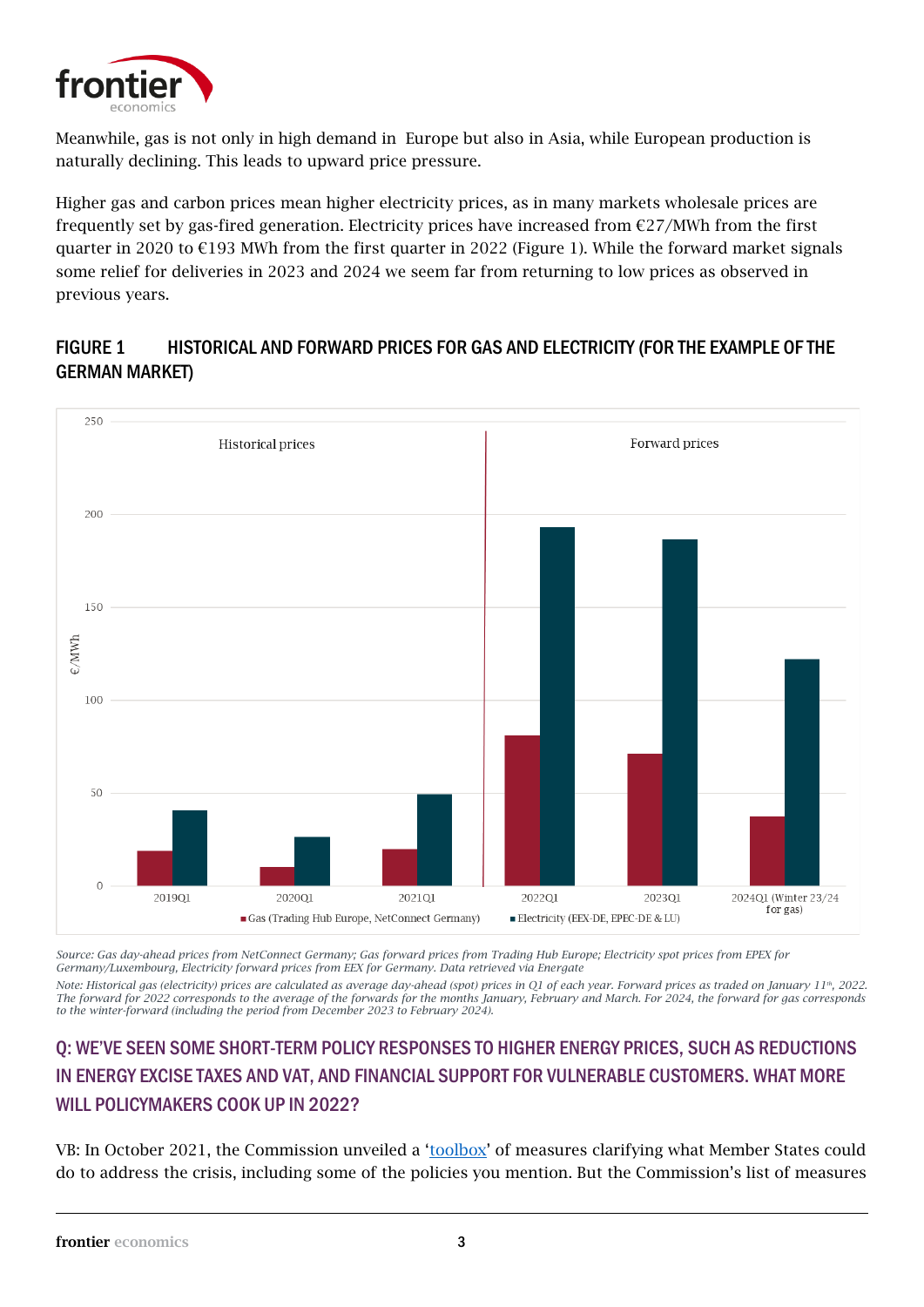Meanwhile, gas is not only in high demand in Europe but also in Asia, while European production is naturally declining. This leads to upward price pressure.

Higher gas and carbon prices mean higher electricity prices, as in many markets wholesale prices are frequently set by gas-fired generation. Electricity prices have increased from €27/MWh from the first quarter in 2020 to €193 MWh from the first quarter in 2022 (Figure 1). While the forward market signals some relief for deliveries in 2023 and 2024 we seem far from returning to low prices as observed in previous years.

## FIGURE 1 HISTORICAL AND FORWARD PRICES FOR GAS AND ELECTRICITY (FOR THE EXAMPLE OF THE GERMAN MARKET)

*Source: Gas day-ahead prices from NetConnect Germany; Gas forward prices from Trading Hub Europe; Electricity spot prices from EPEX for Germany/Luxembourg, Electricity forward prices from EEX for Germany. Data retrieved via Energate*

*Note: Historical gas (electricity) prices are calculated as average day-ahead (spot) prices in Q1 of each year. Forward prices as traded on January 11th, 2022. The forward for 2022 corresponds to the average of the forwards for the months January, February and March. For 2024, the forward for gas corresponds to the winter-forward (including the period from December 2023 to February 2024).*

## Q: WE'VE SEEN SOME SHORT-TERM POLICY RESPONSES TO HIGHER ENERGY PRICES, SUCH AS REDUCTIONS IN ENERGY EXCISE TAXES AND VAT, AND FINANCIAL SUPPORT FOR VULNERABLE CUSTOMERS. WHAT MORE WILL POLICYMAKERS COOK UP IN 2022?

VB: In October 2021, the Commission unveiled a '[toolbox](toolbox)' of measures clarifying what Member States could do to address the crisis, including some of the policies you mention. But the Commission's list of measures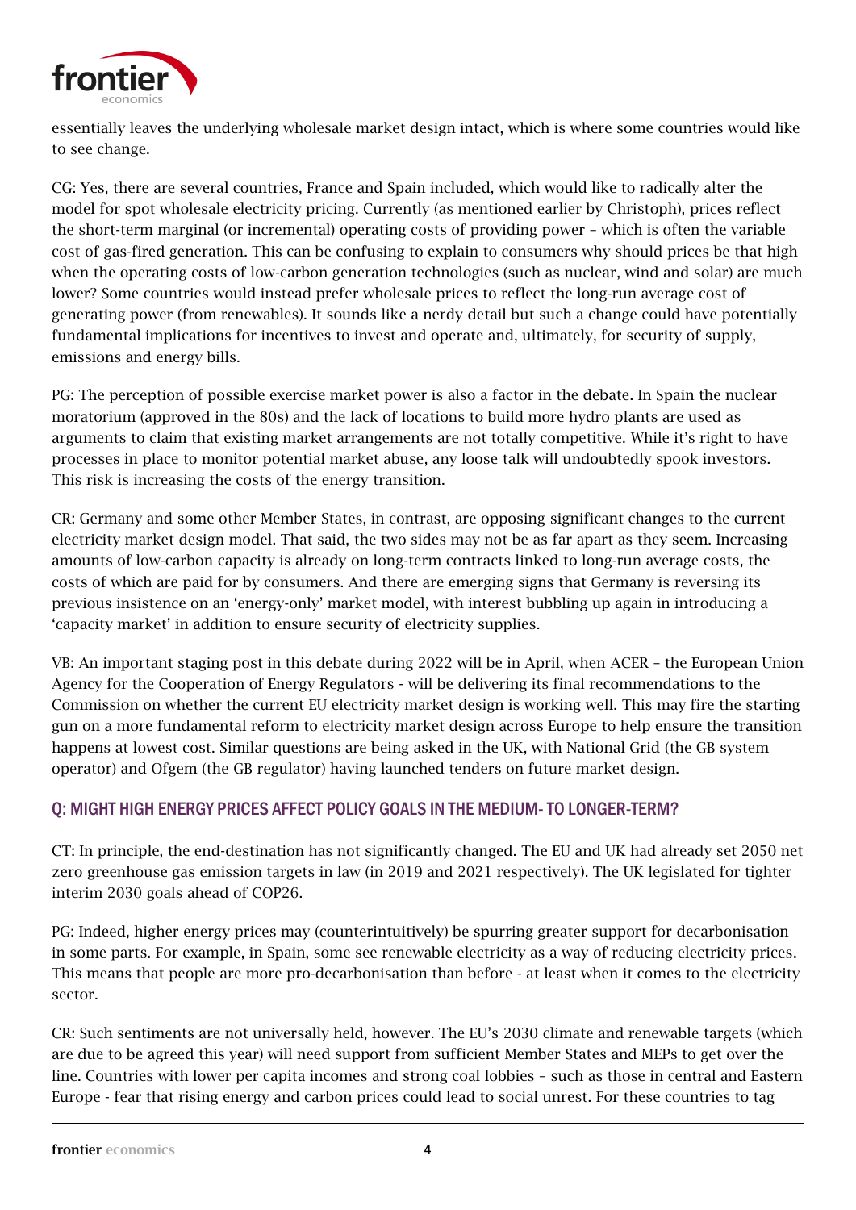essentially leaves the underlying wholesale market design intact, which is where some countries would like to see change.

CG: Yes, there are several countries, France and Spain included, which would like to radically alter the model for spot wholesale electricity pricing. Currently (as mentioned earlier by Christoph), prices reflect the short-term marginal (or incremental) operating costs of providing power – which is often the variable cost of gas-fired generation. This can be confusing to explain to consumers why should prices be that high when the operating costs of low-carbon generation technologies (such as nuclear, wind and solar) are much lower? Some countries would instead prefer wholesale prices to reflect the long-run average cost of generating power (from renewables). It sounds like a nerdy detail but such a change could have potentially fundamental implications for incentives to invest and operate and, ultimately, for security of supply, emissions and energy bills.

PG: The perception of possible exercise market power is also a factor in the debate. In Spain the nuclear moratorium (approved in the 80s) and the lack of locations to build more hydro plants are used as arguments to claim that existing market arrangements are not totally competitive. While it's right to have processes in place to monitor potential market abuse, any loose talk will undoubtedly spook investors. This risk is increasing the costs of the energy transition.

CR: Germany and some other Member States, in contrast, are opposing significant changes to the current electricity market design model. That said, the two sides may not be as far apart as they seem. Increasing amounts of low-carbon capacity is already on long-term contracts linked to long-run average costs, the costs of which are paid for by consumers. And there are emerging signs that Germany is reversing its previous insistence on an 'energy-only' market model, with interest bubbling up again in introducing a 'capacity market' in addition to ensure security of electricity supplies.

VB: An important staging post in this debate during 2022 will be in April, when ACER – the European Union Agency for the Cooperation of Energy Regulators - will be delivering its final recommendations to the Commission on whether the current EU electricity market design is working well. This may fire the starting gun on a more fundamental reform to electricity market design across Europe to help ensure the transition happens at lowest cost. Similar questions are being asked in the UK, with National Grid (the GB system operator) and Ofgem (the GB regulator) having launched tenders on future market design.

## Q: MIGHT HIGH ENERGY PRICES AFFECT POLICY GOALS IN THE MEDIUM- TO LONGER-TERM?

CT: In principle, the end-destination has not significantly changed. The EU and UK had already set 2050 net zero greenhouse gas emission targets in law (in 2019 and 2021 respectively). The UK legislated for tighter interim 2030 goals ahead of COP26.

PG: Indeed, higher energy prices may (counterintuitively) be spurring greater support for decarbonisation in some parts. For example, in Spain, some see renewable electricity as a way of reducing electricity prices. This means that people are more pro-decarbonisation than before - at least when it comes to the electricity sector.

CR: Such sentiments are not universally held, however. The EU's 2030 climate and renewable targets (which are due to be agreed this year) will need support from sufficient Member States and MEPs to get over the line. Countries with lower per capita incomes and strong coal lobbies – such as those in central and Eastern Europe - fear that rising energy and carbon prices could lead to social unrest. For these countries to tag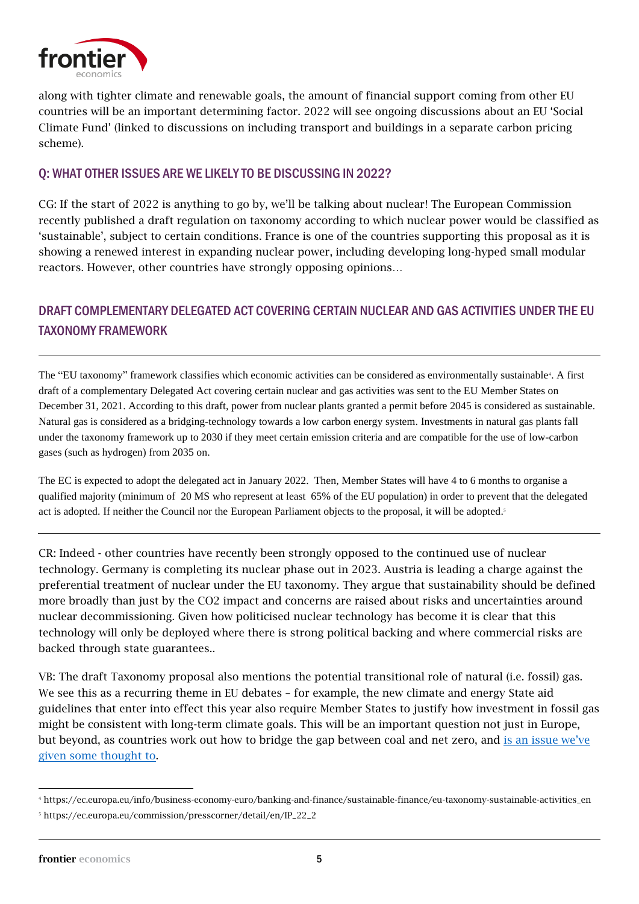along with tighter climate and renewable goals, the amount of financial support coming from other EU countries will be an important determining factor. 2022 will see ongoing discussions about an EU 'Social Climate Fund' (linked to discussions on including transport and buildings in a separate carbon pricing scheme).

## Q: WHAT OTHER ISSUES ARE WE LIKELY TO BE DISCUSSING IN 2022?

CG: If the start of 2022 is anything to go by, we'll be talking about nuclear! The European Commission recently published a draft regulation on taxonomy according to which nuclear power would be classified as 'sustainable', subject to certain conditions. France is one of the countries supporting this proposal as it is showing a renewed interest in expanding nuclear power, including developing long-hyped small modular reactors. However, other countries have strongly opposing opinions…

## DRAFT COMPLEMENTARY DELEGATED ACT COVERING CERTAIN NUCLEAR AND GAS ACTIVITIES UNDER THE EU TAXONOMY FRAMEWORK

The "EU taxonomy" framework classifies which economic activities can be considered as environmentally sustainable[4]. A first draft of a complementary Delegated Act covering certain nuclear and gas activities was sent to the EU Member States on December 31, 2021. According to this draft, power from nuclear plants granted a permit before 2045 is considered as sustainable. Natural gas is considered as a bridging-technology towards a low carbon energy system. Investments in natural gas plants fall under the taxonomy framework up to 2030 if they meet certain emission criteria and are compatible for the use of low-carbon gases (such as hydrogen) from 2035 on.

The EC is expected to adopt the delegated act in January 2022. Then, Member States will have 4 to 6 months to organise a qualified majority (minimum of 20 MS who represent at least 65% of the EU population) in order to prevent that the delegated act is adopted. If neither the Council nor the European Parliament objects to the proposal, it will be adopted.[5]

CR: Indeed - other countries have recently been strongly opposed to the continued use of nuclear technology. Germany is completing its nuclear phase out in 2023. Austria is leading a charge against the preferential treatment of nuclear under the EU taxonomy. They argue that sustainability should be defined more broadly than just by the CO2 impact and concerns are raised about risks and uncertainties around nuclear decommissioning. Given how politicised nuclear technology has become it is clear that this technology will only be deployed where there is strong political backing and where commercial risks are backed through state guarantees..

VB: The draft Taxonomy proposal also mentions the potential transitional role of natural (i.e. fossil) gas. We see this as a recurring theme in EU debates – for example, the new climate and energy State aid guidelines that enter into effect this year also require Member States to justify how investment in fossil gas might be consistent with long-term climate goals. This will be an important question not just in Europe, but beyond, as countries work out how to bridge the gap between coal and net zero, and is an issue we've given some thought to.

---

[4] https://ec.europa.eu/info/business-economy-euro/banking-and-finance/sustainable-finance/eu-taxonomy-sustainable-activities_en

[5] https://ec.europa.eu/commission/presscorner/detail/en/IP_22_2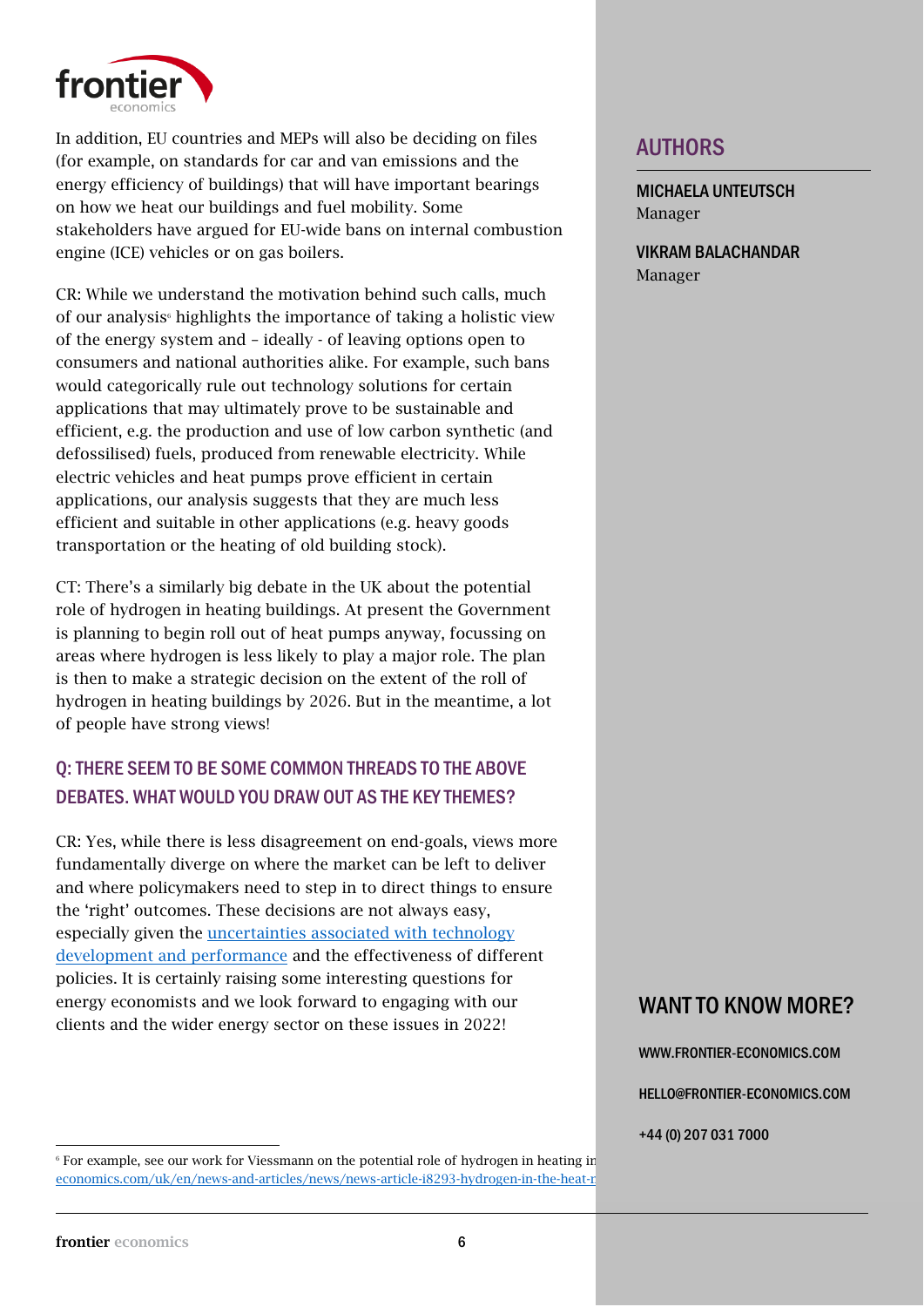In addition, EU countries and MEPs will also be deciding on files (for example, on standards for car and van emissions and the energy efficiency of buildings) that will have important bearings on how we heat our buildings and fuel mobility. Some stakeholders have argued for EU-wide bans on internal combustion engine (ICE) vehicles or on gas boilers.

CR: While we understand the motivation behind such calls, much of our analysis[6] highlights the importance of taking a holistic view of the energy system and – ideally - of leaving options open to consumers and national authorities alike. For example, such bans would categorically rule out technology solutions for certain applications that may ultimately prove to be sustainable and efficient, e.g. the production and use of low carbon synthetic (and defossilised) fuels, produced from renewable electricity. While electric vehicles and heat pumps prove efficient in certain applications, our analysis suggests that they are much less efficient and suitable in other applications (e.g. heavy goods transportation or the heating of old building stock).

CT: There's a similarly big debate in the UK about the potential role of hydrogen in heating buildings. At present the Government is planning to begin roll out of heat pumps anyway, focussing on areas where hydrogen is less likely to play a major role. The plan is then to make a strategic decision on the extent of the roll of hydrogen in heating buildings by 2026. But in the meantime, a lot of people have strong views!

## Q: THERE SEEM TO BE SOME COMMON THREADS TO THE ABOVE DEBATES. WHAT WOULD YOU DRAW OUT AS THE KEY THEMES?

CR: Yes, while there is less disagreement on end-goals, views more fundamentally diverge on where the market can be left to deliver and where policymakers need to step in to direct things to ensure the 'right' outcomes. These decisions are not always easy, especially given the uncertainties associated with technology development and performance and the effectiveness of different policies. It is certainly raising some interesting questions for energy economists and we look forward to engaging with our clients and the wider energy sector on these issues in 2022!

[6] For example, see our work for Viessmann on the potential role of hydrogen in heating in economics.com/uk/en/news-and-articles/news/news-article-i8293-hydrogen-in-the-heat-r

## AUTHORS

**MICHAELA UNTEUTSCH**
Manager

**VIKRAM BALACHANDAR**
Manager

## WANT TO KNOW MORE?

WWW.FRONTIER-ECONOMICS.COM

HELLO@FRONTIER-ECONOMICS.COM

+44 (0) 207 031 7000